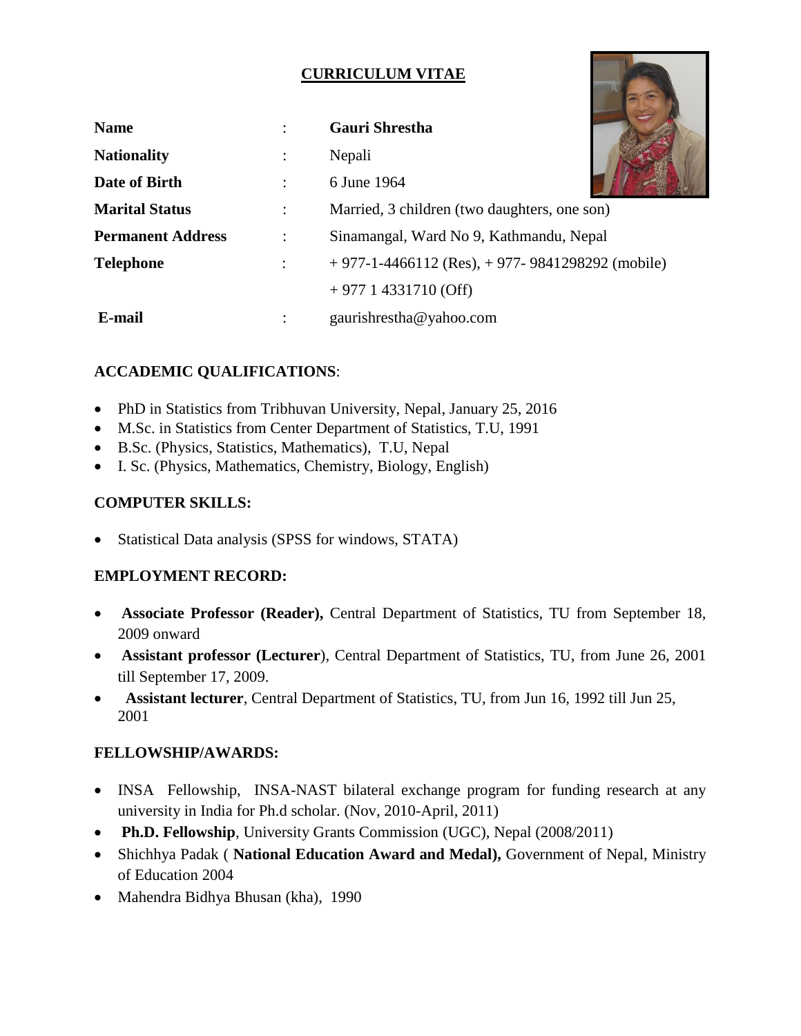# CURRICULUM VITAE

| | | |
|---|---|---|
| **Name** | : | **Gauri Shrestha** |
| **Nationality** | : | Nepali |
| **Date of Birth** | : | 6 June 1964 |
| **Marital Status** | : | Married, 3 children (two daughters, one son) |
| **Permanent Address** | : | Sinamangal, Ward No 9, Kathmandu, Nepal |
| **Telephone** | : | + 977-1-4466112 (Res), + 977- 9841298292 (mobile) |
| | | + 977 1 4331710 (Off) |
| **E-mail** | : | gaurishrestha@yahoo.com |

## ACCADEMIC QUALIFICATIONS:

- PhD in Statistics from Tribhuvan University, Nepal, January 25, 2016
- M.Sc. in Statistics from Center Department of Statistics, T.U, 1991
- B.Sc. (Physics, Statistics, Mathematics), T.U, Nepal
- I. Sc. (Physics, Mathematics, Chemistry, Biology, English)

## COMPUTER SKILLS:

- Statistical Data analysis (SPSS for windows, STATA)

## EMPLOYMENT RECORD:

- **Associate Professor (Reader),** Central Department of Statistics, TU from September 18, 2009 onward
- **Assistant professor (Lecturer**), Central Department of Statistics, TU, from June 26, 2001 till September 17, 2009.
- **Assistant lecturer**, Central Department of Statistics, TU, from Jun 16, 1992 till Jun 25, 2001

## FELLOWSHIP/AWARDS:

- INSA Fellowship, INSA-NAST bilateral exchange program for funding research at any university in India for Ph.d scholar. (Nov, 2010-April, 2011)
- **Ph.D. Fellowship**, University Grants Commission (UGC), Nepal (2008/2011)
- Shichhya Padak ( **National Education Award and Medal),** Government of Nepal, Ministry of Education 2004
- Mahendra Bidhya Bhusan (kha), 1990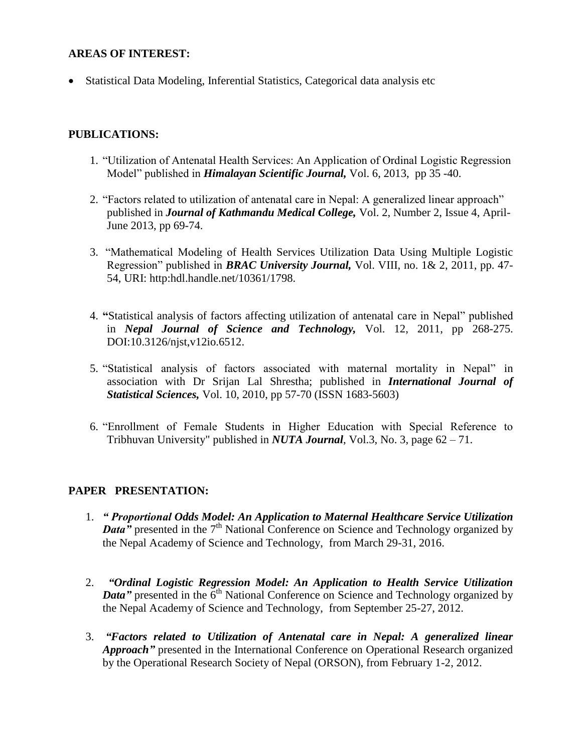## AREAS OF INTEREST:

- Statistical Data Modeling, Inferential Statistics, Categorical data analysis etc

## PUBLICATIONS:

1. "Utilization of Antenatal Health Services: An Application of Ordinal Logistic Regression Model" published in ***Himalayan Scientific Journal,*** Vol. 6, 2013, pp 35 -40.

2. "Factors related to utilization of antenatal care in Nepal: A generalized linear approach" published in ***Journal of Kathmandu Medical College,*** Vol. 2, Number 2, Issue 4, April-June 2013, pp 69-74.

3. "Mathematical Modeling of Health Services Utilization Data Using Multiple Logistic Regression" published in ***BRAC University Journal,*** Vol. VIII, no. 1& 2, 2011, pp. 47-54, URI: http:hdl.handle.net/10361/1798.

4. **"**Statistical analysis of factors affecting utilization of antenatal care in Nepal" published in ***Nepal Journal of Science and Technology,*** Vol. 12, 2011, pp 268-275. DOI:10.3126/njst,v12io.6512.

5. "Statistical analysis of factors associated with maternal mortality in Nepal" in association with Dr Srijan Lal Shrestha; published in ***International Journal of Statistical Sciences,*** Vol. 10, 2010, pp 57-70 (ISSN 1683-5603)

6. "Enrollment of Female Students in Higher Education with Special Reference to Tribhuvan University" published in ***NUTA Journal***, Vol.3, No. 3, page 62 – 71.

## PAPER PRESENTATION:

1. ***" Proportional Odds Model: An Application to Maternal Healthcare Service Utilization Data"*** presented in the 7th National Conference on Science and Technology organized by the Nepal Academy of Science and Technology, from March 29-31, 2016.

2. ***"Ordinal Logistic Regression Model: An Application to Health Service Utilization Data"*** presented in the 6th National Conference on Science and Technology organized by the Nepal Academy of Science and Technology, from September 25-27, 2012.

3. ***"Factors related to Utilization of Antenatal care in Nepal: A generalized linear Approach"*** presented in the International Conference on Operational Research organized by the Operational Research Society of Nepal (ORSON), from February 1-2, 2012.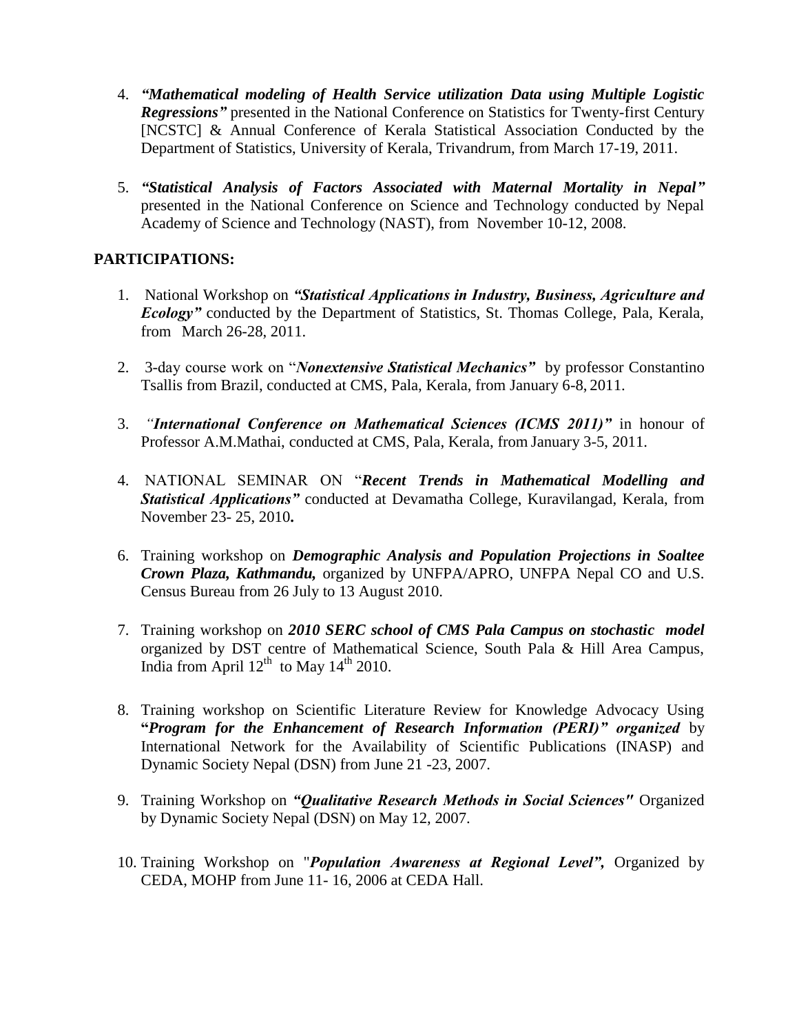4. ***"Mathematical modeling of Health Service utilization Data using Multiple Logistic Regressions"*** presented in the National Conference on Statistics for Twenty-first Century [NCSTC] & Annual Conference of Kerala Statistical Association Conducted by the Department of Statistics, University of Kerala, Trivandrum, from March 17-19, 2011.

5. ***"Statistical Analysis of Factors Associated with Maternal Mortality in Nepal"*** presented in the National Conference on Science and Technology conducted by Nepal Academy of Science and Technology (NAST), from November 10-12, 2008.

## PARTICIPATIONS:

1. National Workshop on ***"Statistical Applications in Industry, Business, Agriculture and Ecology"*** conducted by the Department of Statistics, St. Thomas College, Pala, Kerala, from March 26-28, 2011.

2. 3-day course work on "***Nonextensive Statistical Mechanics***" by professor Constantino Tsallis from Brazil, conducted at CMS, Pala, Kerala, from January 6-8, 2011.

3. *"**International Conference on Mathematical Sciences (ICMS 2011)**"* in honour of Professor A.M.Mathai, conducted at CMS, Pala, Kerala, from January 3-5, 2011.

4. NATIONAL SEMINAR ON "***Recent Trends in Mathematical Modelling and Statistical Applications***" conducted at Devamatha College, Kuravilangad, Kerala, from November 23- 25, 2010**.**

6. Training workshop on ***Demographic Analysis and Population Projections in Soaltee Crown Plaza, Kathmandu,*** organized by UNFPA/APRO, UNFPA Nepal CO and U.S. Census Bureau from 26 July to 13 August 2010.

7. Training workshop on ***2010 SERC school of CMS Pala Campus on stochastic model*** organized by DST centre of Mathematical Science, South Pala & Hill Area Campus, India from April 12th to May 14th 2010.

8. Training workshop on Scientific Literature Review for Knowledge Advocacy Using **"*Program for the Enhancement of Research Information (PERI)" organized*** by International Network for the Availability of Scientific Publications (INASP) and Dynamic Society Nepal (DSN) from June 21 -23, 2007.

9. Training Workshop on ***"Qualitative Research Methods in Social Sciences"*** Organized by Dynamic Society Nepal (DSN) on May 12, 2007.

10. Training Workshop on "***Population Awareness at Regional Level",*** Organized by CEDA, MOHP from June 11- 16, 2006 at CEDA Hall.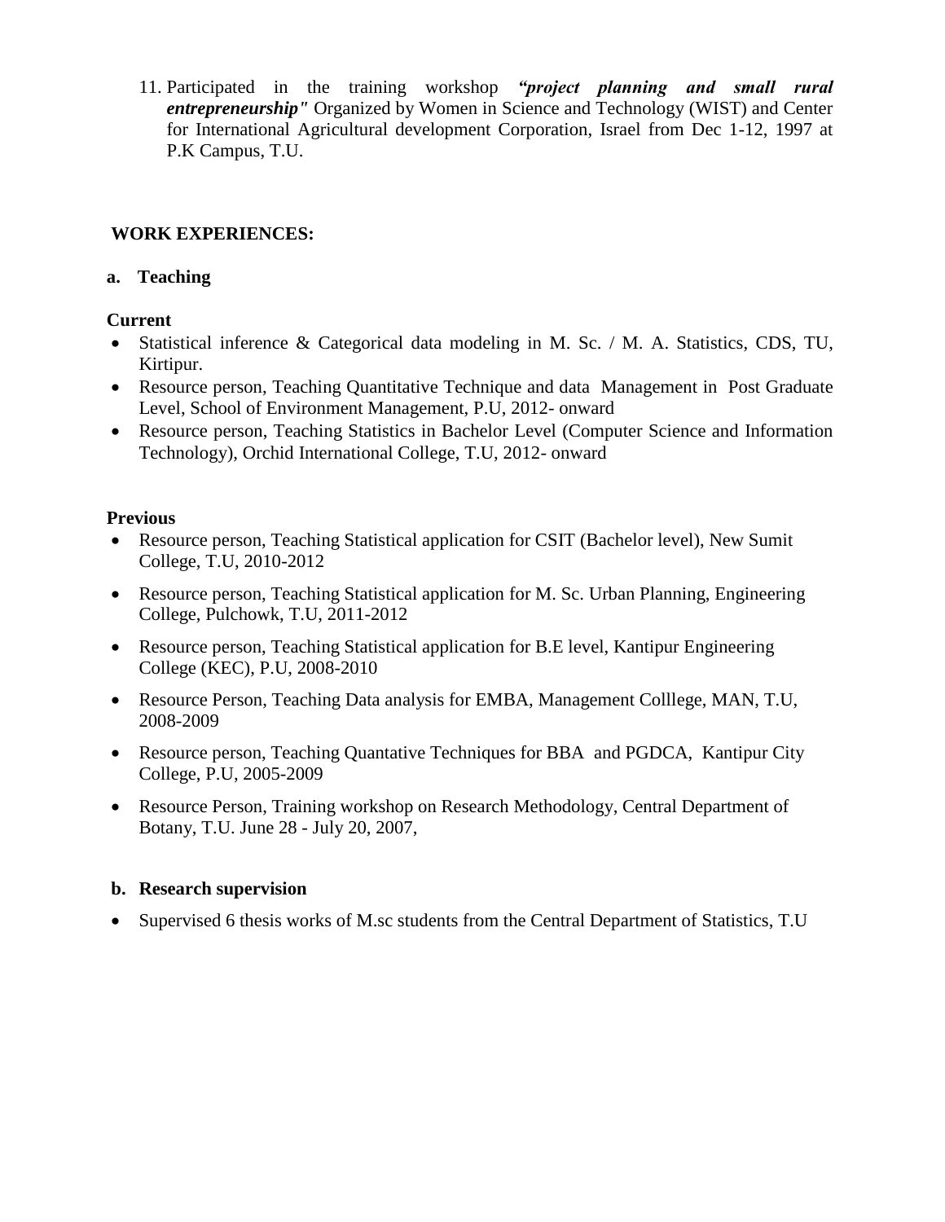11. Participated in the training workshop ***"project planning and small rural entrepreneurship"*** Organized by Women in Science and Technology (WIST) and Center for International Agricultural development Corporation, Israel from Dec 1-12, 1997 at P.K Campus, T.U.

## WORK EXPERIENCES:

### a. Teaching

**Current**

- Statistical inference & Categorical data modeling in M. Sc. / M. A. Statistics, CDS, TU, Kirtipur.
- Resource person, Teaching Quantitative Technique and data Management in Post Graduate Level, School of Environment Management, P.U, 2012- onward
- Resource person, Teaching Statistics in Bachelor Level (Computer Science and Information Technology), Orchid International College, T.U, 2012- onward

**Previous**

- Resource person, Teaching Statistical application for CSIT (Bachelor level), New Sumit College, T.U, 2010-2012
- Resource person, Teaching Statistical application for M. Sc. Urban Planning, Engineering College, Pulchowk, T.U, 2011-2012
- Resource person, Teaching Statistical application for B.E level, Kantipur Engineering College (KEC), P.U, 2008-2010
- Resource Person, Teaching Data analysis for EMBA, Management Colllege, MAN, T.U, 2008-2009
- Resource person, Teaching Quantative Techniques for BBA and PGDCA, Kantipur City College, P.U, 2005-2009
- Resource Person, Training workshop on Research Methodology, Central Department of Botany, T.U. June 28 - July 20, 2007,

### b. Research supervision

- Supervised 6 thesis works of M.sc students from the Central Department of Statistics, T.U